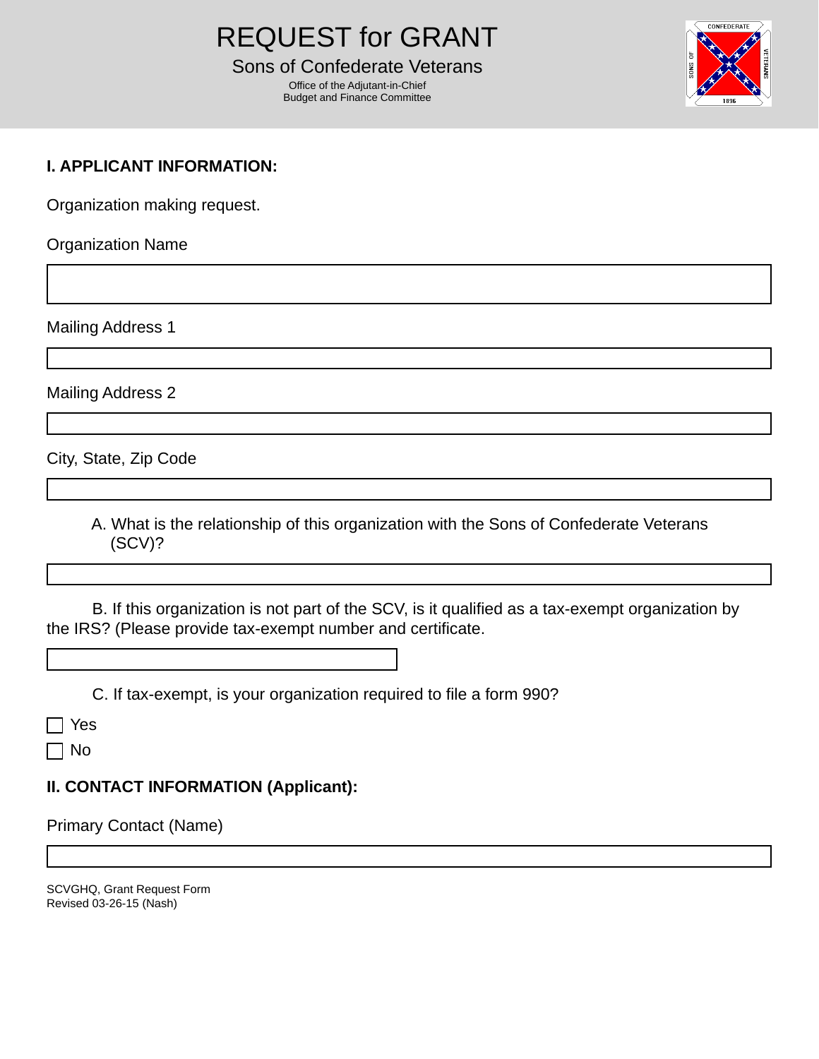# REQUEST for GRANT

## Sons of Confederate Veterans

Office of the Adjutant-in-Chief
Budget and Finance Committee

### I. APPLICANT INFORMATION:

Organization making request.

Organization Name

Mailing Address 1

Mailing Address 2

City, State, Zip Code

A. What is the relationship of this organization with the Sons of Confederate Veterans (SCV)?

B. If this organization is not part of the SCV, is it qualified as a tax-exempt organization by the IRS? (Please provide tax-exempt number and certificate.

C. If tax-exempt, is your organization required to file a form 990?

- [ ] Yes
- [ ] No

### II. CONTACT INFORMATION (Applicant):

Primary Contact (Name)

SCVGHQ, Grant Request Form
Revised 03-26-15 (Nash)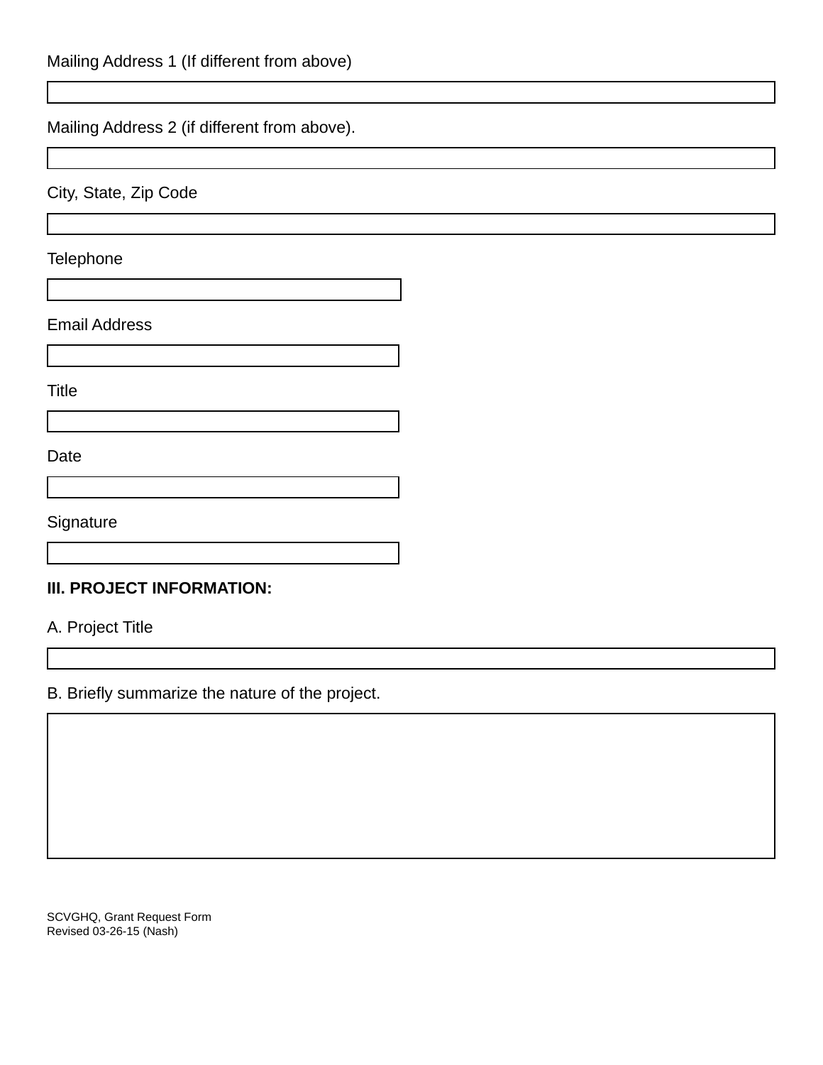Mailing Address 1 (If different from above)

Mailing Address 2 (if different from above).

City, State, Zip Code

Telephone

Email Address

Title

Date

Signature

**III. PROJECT INFORMATION:**

A. Project Title

B. Briefly summarize the nature of the project.

SCVGHQ, Grant Request Form
Revised 03-26-15 (Nash)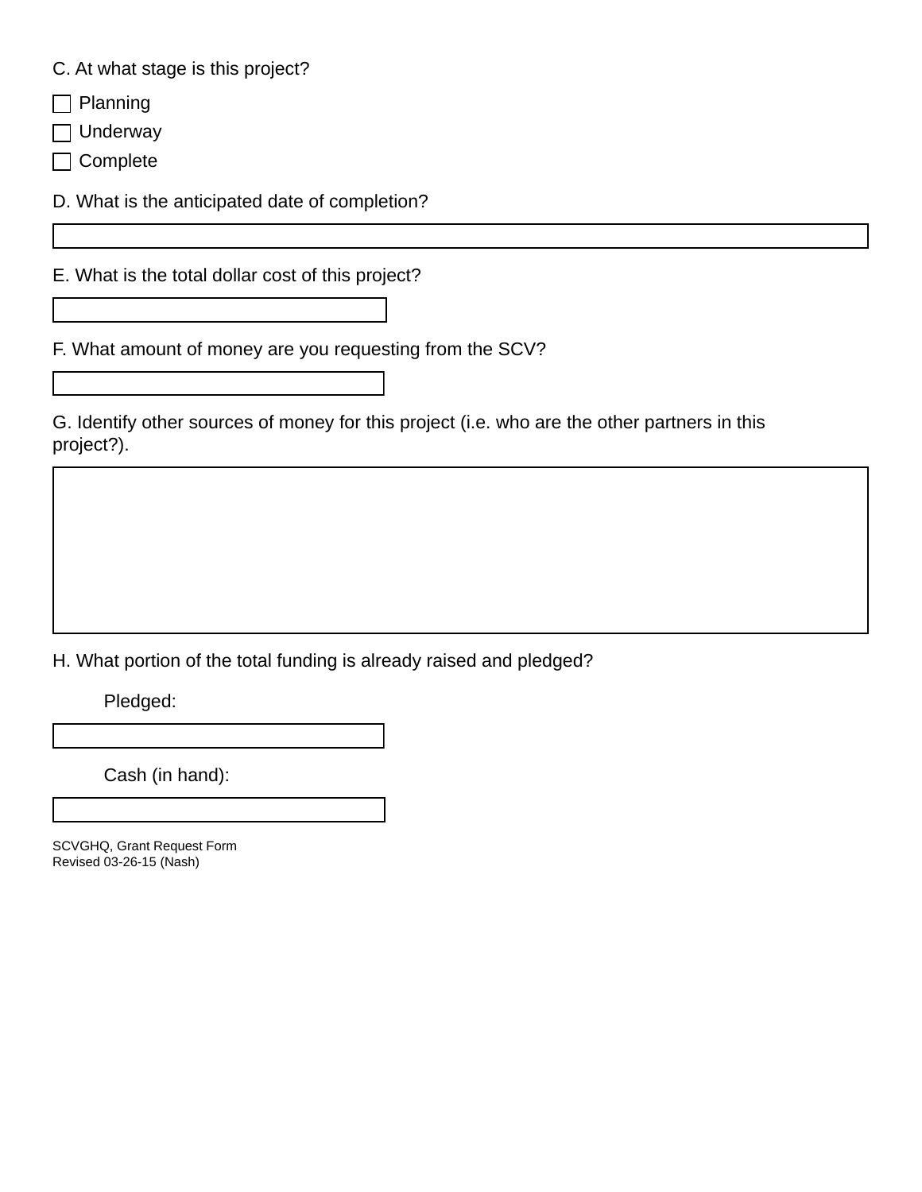C. At what stage is this project?

- [ ] Planning
- [ ] Underway
- [ ] Complete

D. What is the anticipated date of completion?

E. What is the total dollar cost of this project?

F. What amount of money are you requesting from the SCV?

G. Identify other sources of money for this project (i.e. who are the other partners in this project?).

H. What portion of the total funding is already raised and pledged?

Pledged:

Cash (in hand):

SCVGHQ, Grant Request Form
Revised 03-26-15 (Nash)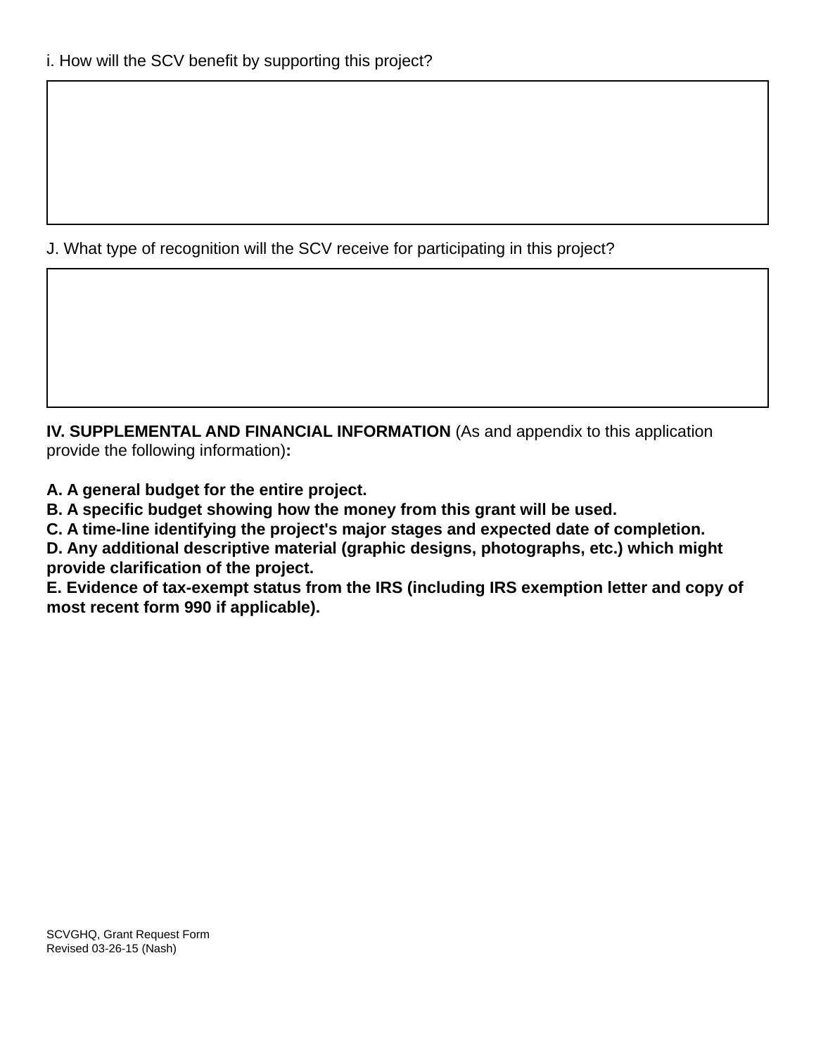i. How will the SCV benefit by supporting this project?

J. What type of recognition will the SCV receive for participating in this project?

**IV. SUPPLEMENTAL AND FINANCIAL INFORMATION** (As and appendix to this application provide the following information)**:**

**A. A general budget for the entire project.**
**B. A specific budget showing how the money from this grant will be used.**
**C. A time-line identifying the project's major stages and expected date of completion.**
**D. Any additional descriptive material (graphic designs, photographs, etc.) which might provide clarification of the project.**
**E. Evidence of tax-exempt status from the IRS (including IRS exemption letter and copy of most recent form 990 if applicable).**

SCVGHQ, Grant Request Form
Revised 03-26-15 (Nash)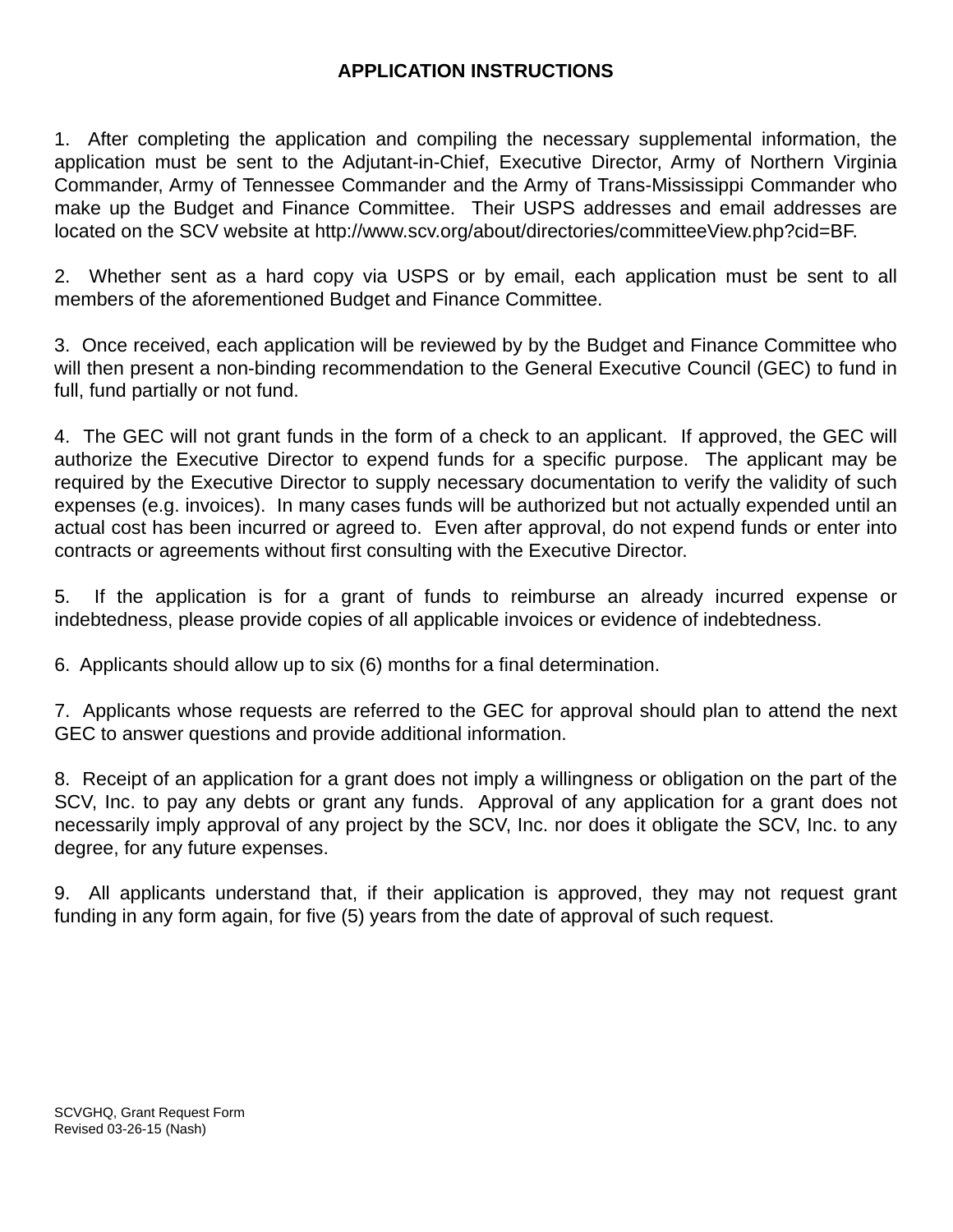**APPLICATION INSTRUCTIONS**

1. After completing the application and compiling the necessary supplemental information, the application must be sent to the Adjutant-in-Chief, Executive Director, Army of Northern Virginia Commander, Army of Tennessee Commander and the Army of Trans-Mississippi Commander who make up the Budget and Finance Committee. Their USPS addresses and email addresses are located on the SCV website at http://www.scv.org/about/directories/committeeView.php?cid=BF.

2. Whether sent as a hard copy via USPS or by email, each application must be sent to all members of the aforementioned Budget and Finance Committee.

3. Once received, each application will be reviewed by by the Budget and Finance Committee who will then present a non-binding recommendation to the General Executive Council (GEC) to fund in full, fund partially or not fund.

4. The GEC will not grant funds in the form of a check to an applicant. If approved, the GEC will authorize the Executive Director to expend funds for a specific purpose. The applicant may be required by the Executive Director to supply necessary documentation to verify the validity of such expenses (e.g. invoices). In many cases funds will be authorized but not actually expended until an actual cost has been incurred or agreed to. Even after approval, do not expend funds or enter into contracts or agreements without first consulting with the Executive Director.

5. If the application is for a grant of funds to reimburse an already incurred expense or indebtedness, please provide copies of all applicable invoices or evidence of indebtedness.

6. Applicants should allow up to six (6) months for a final determination.

7. Applicants whose requests are referred to the GEC for approval should plan to attend the next GEC to answer questions and provide additional information.

8. Receipt of an application for a grant does not imply a willingness or obligation on the part of the SCV, Inc. to pay any debts or grant any funds. Approval of any application for a grant does not necessarily imply approval of any project by the SCV, Inc. nor does it obligate the SCV, Inc. to any degree, for any future expenses.

9. All applicants understand that, if their application is approved, they may not request grant funding in any form again, for five (5) years from the date of approval of such request.

SCVGHQ, Grant Request Form
Revised 03-26-15 (Nash)